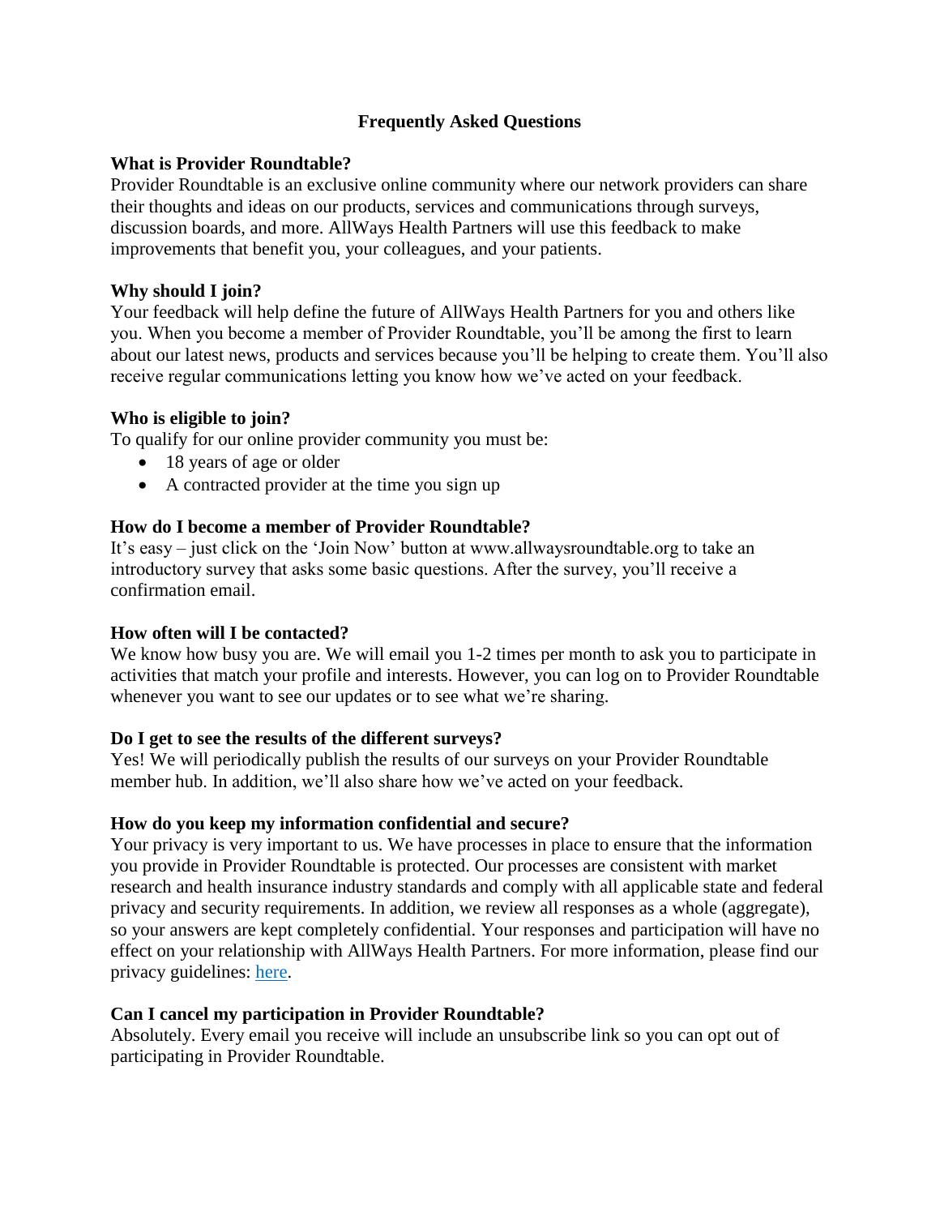# Frequently Asked Questions

### What is Provider Roundtable?

Provider Roundtable is an exclusive online community where our network providers can share their thoughts and ideas on our products, services and communications through surveys, discussion boards, and more. AllWays Health Partners will use this feedback to make improvements that benefit you, your colleagues, and your patients.

### Why should I join?

Your feedback will help define the future of AllWays Health Partners for you and others like you. When you become a member of Provider Roundtable, you'll be among the first to learn about our latest news, products and services because you'll be helping to create them. You'll also receive regular communications letting you know how we've acted on your feedback.

### Who is eligible to join?

To qualify for our online provider community you must be:

- 18 years of age or older
- A contracted provider at the time you sign up

### How do I become a member of Provider Roundtable?

It's easy – just click on the 'Join Now' button at www.allwaysroundtable.org to take an introductory survey that asks some basic questions. After the survey, you'll receive a confirmation email.

### How often will I be contacted?

We know how busy you are. We will email you 1-2 times per month to ask you to participate in activities that match your profile and interests. However, you can log on to Provider Roundtable whenever you want to see our updates or to see what we're sharing.

### Do I get to see the results of the different surveys?

Yes! We will periodically publish the results of our surveys on your Provider Roundtable member hub. In addition, we'll also share how we've acted on your feedback.

### How do you keep my information confidential and secure?

Your privacy is very important to us. We have processes in place to ensure that the information you provide in Provider Roundtable is protected. Our processes are consistent with market research and health insurance industry standards and comply with all applicable state and federal privacy and security requirements. In addition, we review all responses as a whole (aggregate), so your answers are kept completely confidential. Your responses and participation will have no effect on your relationship with AllWays Health Partners. For more information, please find our privacy guidelines: here.

### Can I cancel my participation in Provider Roundtable?

Absolutely. Every email you receive will include an unsubscribe link so you can opt out of participating in Provider Roundtable.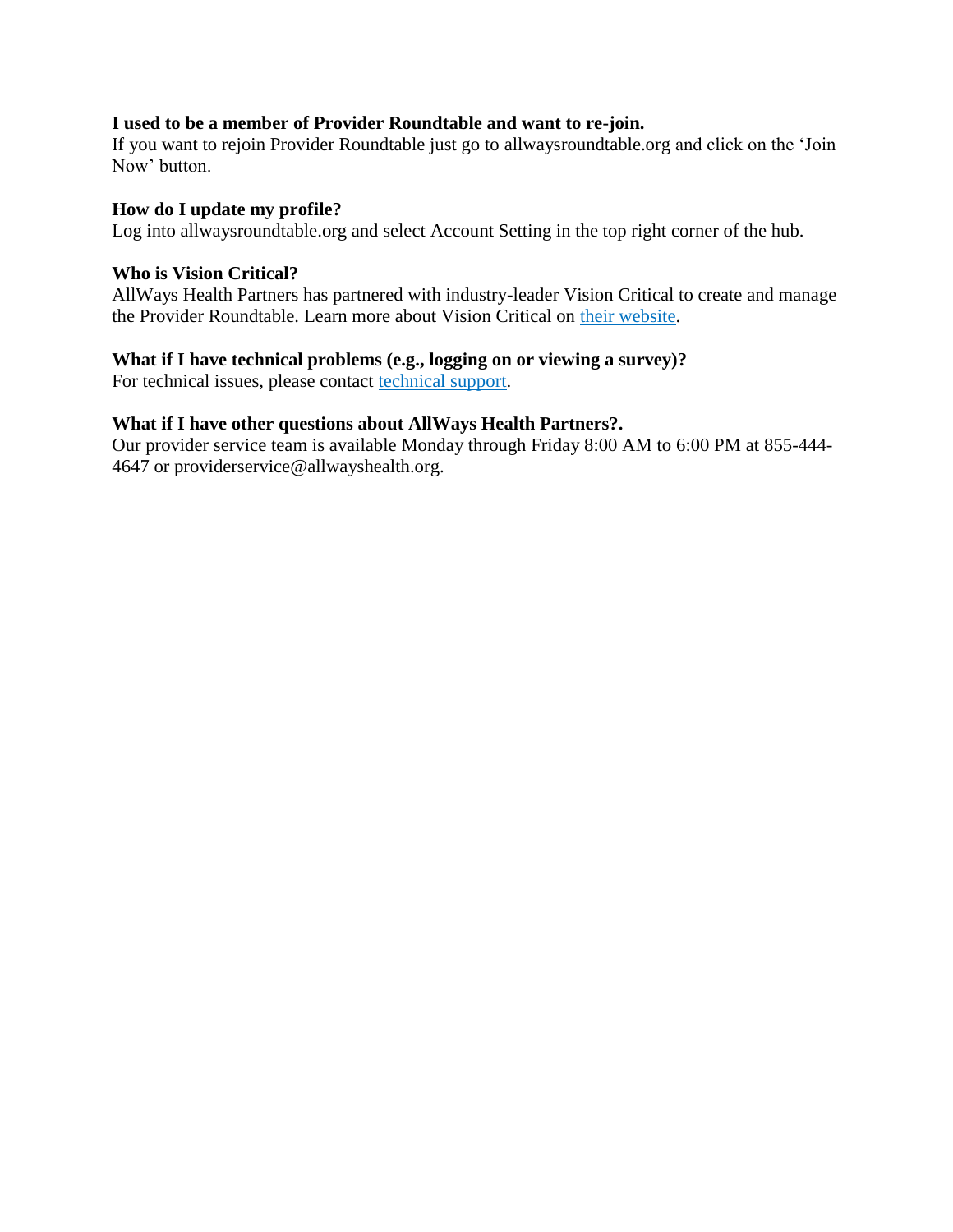**I used to be a member of Provider Roundtable and want to re-join.**
If you want to rejoin Provider Roundtable just go to allwaysroundtable.org and click on the 'Join Now' button.

**How do I update my profile?**
Log into allwaysroundtable.org and select Account Setting in the top right corner of the hub.

**Who is Vision Critical?**
AllWays Health Partners has partnered with industry-leader Vision Critical to create and manage the Provider Roundtable. Learn more about Vision Critical on their website.

**What if I have technical problems (e.g., logging on or viewing a survey)?**
For technical issues, please contact technical support.

**What if I have other questions about AllWays Health Partners?.**
Our provider service team is available Monday through Friday 8:00 AM to 6:00 PM at 855-444-4647 or providerservice@allwayshealth.org.